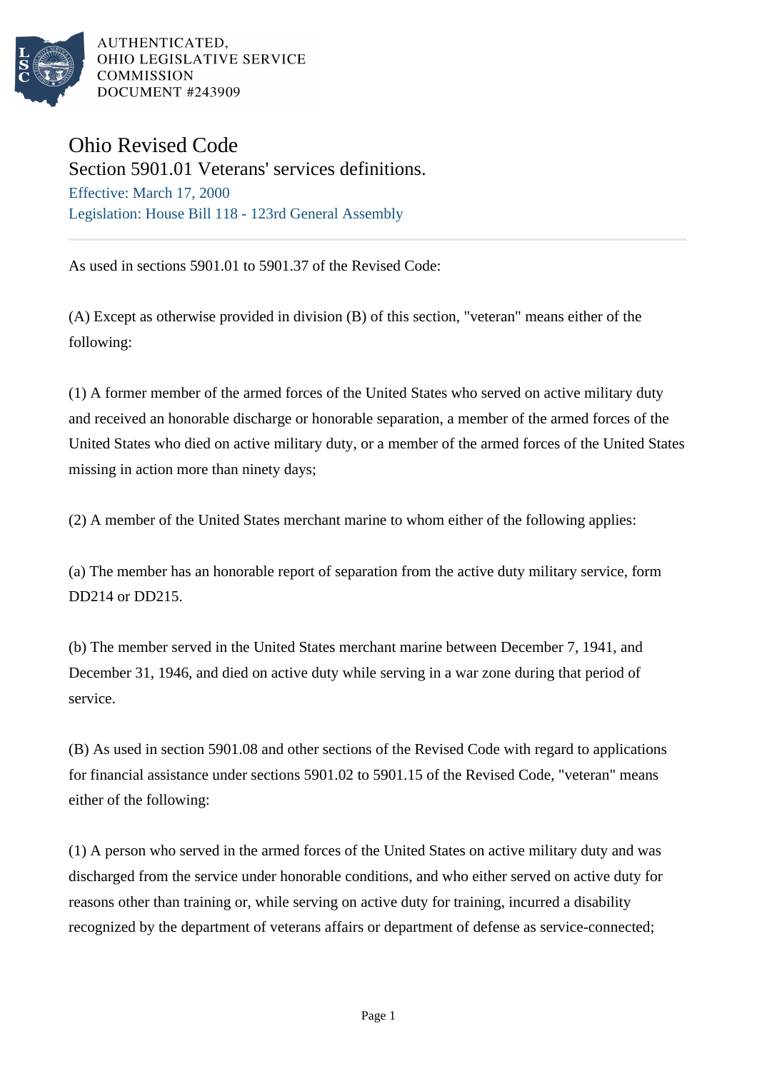AUTHENTICATED,
OHIO LEGISLATIVE SERVICE
COMMISSION
DOCUMENT #243909

# Ohio Revised Code

## Section 5901.01 Veterans' services definitions.

Effective: March 17, 2000

Legislation: House Bill 118 - 123rd General Assembly

---

As used in sections 5901.01 to 5901.37 of the Revised Code:

(A) Except as otherwise provided in division (B) of this section, "veteran" means either of the following:

(1) A former member of the armed forces of the United States who served on active military duty and received an honorable discharge or honorable separation, a member of the armed forces of the United States who died on active military duty, or a member of the armed forces of the United States missing in action more than ninety days;

(2) A member of the United States merchant marine to whom either of the following applies:

(a) The member has an honorable report of separation from the active duty military service, form DD214 or DD215.

(b) The member served in the United States merchant marine between December 7, 1941, and December 31, 1946, and died on active duty while serving in a war zone during that period of service.

(B) As used in section 5901.08 and other sections of the Revised Code with regard to applications for financial assistance under sections 5901.02 to 5901.15 of the Revised Code, "veteran" means either of the following:

(1) A person who served in the armed forces of the United States on active military duty and was discharged from the service under honorable conditions, and who either served on active duty for reasons other than training or, while serving on active duty for training, incurred a disability recognized by the department of veterans affairs or department of defense as service-connected;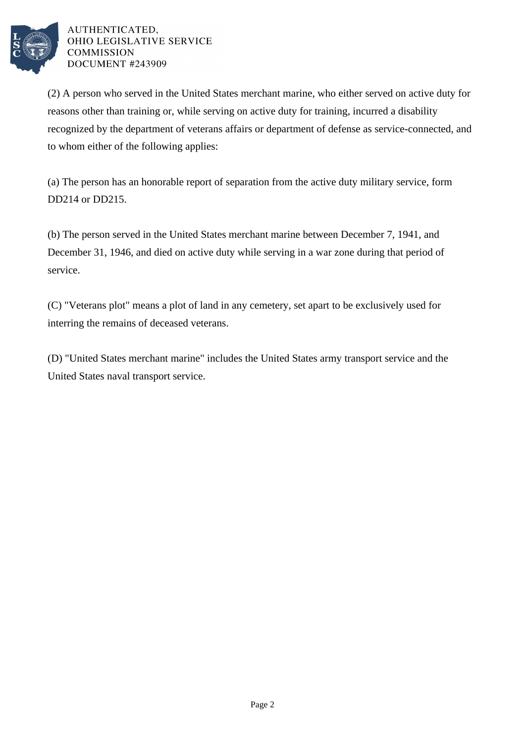(2) A person who served in the United States merchant marine, who either served on active duty for reasons other than training or, while serving on active duty for training, incurred a disability recognized by the department of veterans affairs or department of defense as service-connected, and to whom either of the following applies:

(a) The person has an honorable report of separation from the active duty military service, form DD214 or DD215.

(b) The person served in the United States merchant marine between December 7, 1941, and December 31, 1946, and died on active duty while serving in a war zone during that period of service.

(C) "Veterans plot" means a plot of land in any cemetery, set apart to be exclusively used for interring the remains of deceased veterans.

(D) "United States merchant marine" includes the United States army transport service and the United States naval transport service.